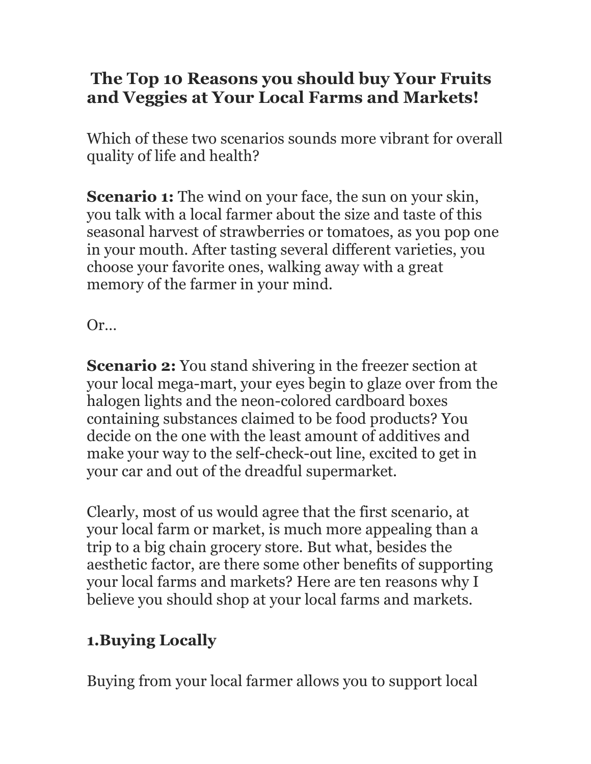# The Top 10 Reasons you should buy Your Fruits and Veggies at Your Local Farms and Markets!

Which of these two scenarios sounds more vibrant for overall quality of life and health?

**Scenario 1:** The wind on your face, the sun on your skin, you talk with a local farmer about the size and taste of this seasonal harvest of strawberries or tomatoes, as you pop one in your mouth. After tasting several different varieties, you choose your favorite ones, walking away with a great memory of the farmer in your mind.

Or…

**Scenario 2:** You stand shivering in the freezer section at your local mega-mart, your eyes begin to glaze over from the halogen lights and the neon-colored cardboard boxes containing substances claimed to be food products? You decide on the one with the least amount of additives and make your way to the self-check-out line, excited to get in your car and out of the dreadful supermarket.

Clearly, most of us would agree that the first scenario, at your local farm or market, is much more appealing than a trip to a big chain grocery store. But what, besides the aesthetic factor, are there some other benefits of supporting your local farms and markets? Here are ten reasons why I believe you should shop at your local farms and markets.

## 1.Buying Locally

Buying from your local farmer allows you to support local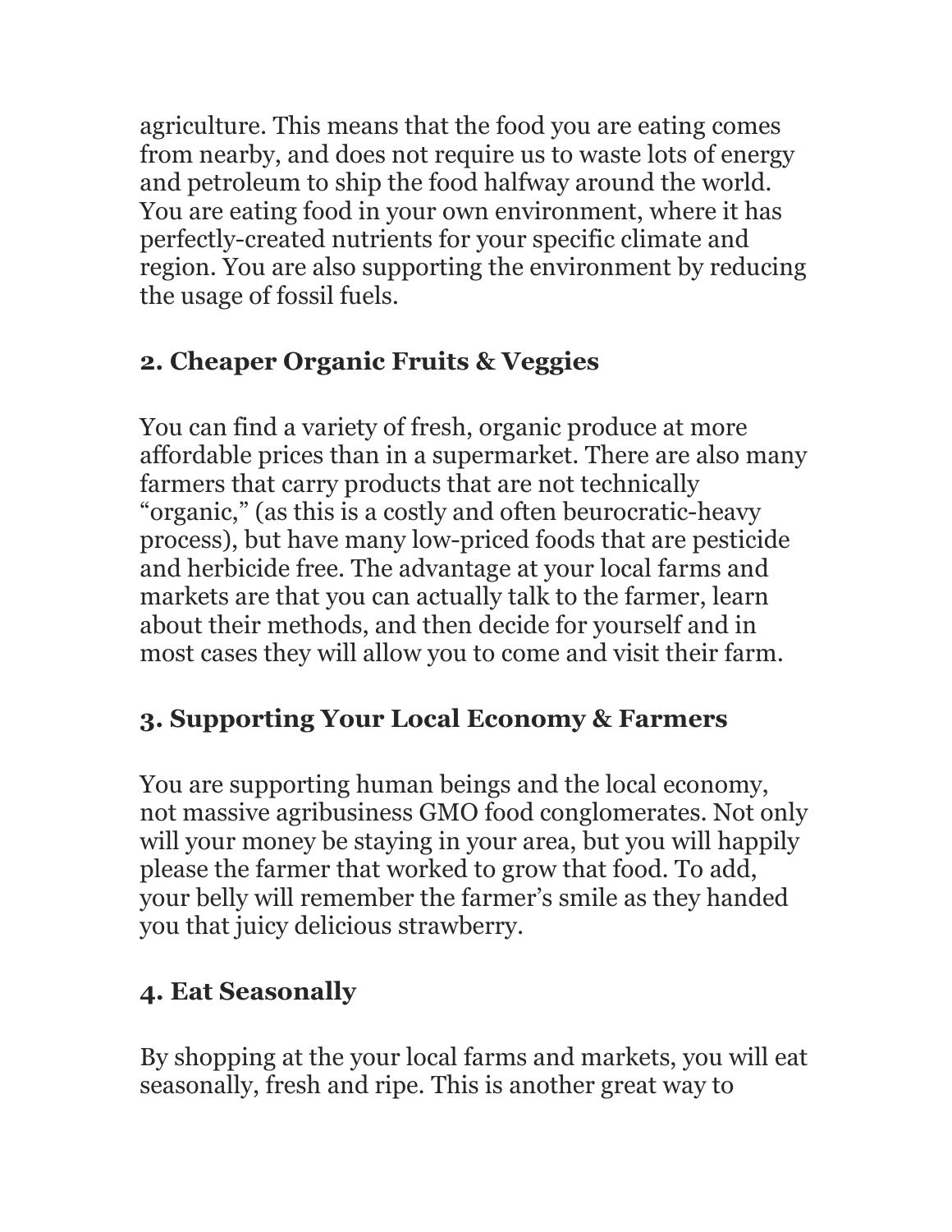agriculture. This means that the food you are eating comes from nearby, and does not require us to waste lots of energy and petroleum to ship the food halfway around the world. You are eating food in your own environment, where it has perfectly-created nutrients for your specific climate and region. You are also supporting the environment by reducing the usage of fossil fuels.

## 2. Cheaper Organic Fruits & Veggies

You can find a variety of fresh, organic produce at more affordable prices than in a supermarket. There are also many farmers that carry products that are not technically "organic," (as this is a costly and often beurocratic-heavy process), but have many low-priced foods that are pesticide and herbicide free. The advantage at your local farms and markets are that you can actually talk to the farmer, learn about their methods, and then decide for yourself and in most cases they will allow you to come and visit their farm.

## 3. Supporting Your Local Economy & Farmers

You are supporting human beings and the local economy, not massive agribusiness GMO food conglomerates. Not only will your money be staying in your area, but you will happily please the farmer that worked to grow that food. To add, your belly will remember the farmer's smile as they handed you that juicy delicious strawberry.

## 4. Eat Seasonally

By shopping at the your local farms and markets, you will eat seasonally, fresh and ripe. This is another great way to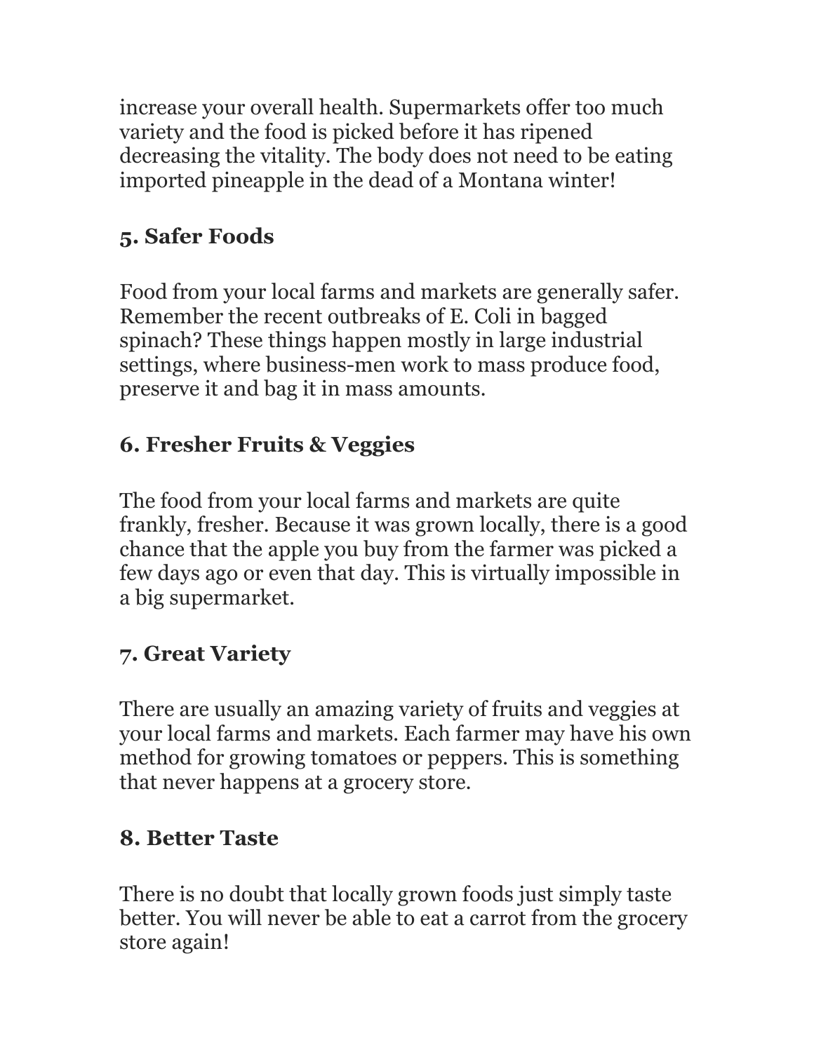increase your overall health. Supermarkets offer too much variety and the food is picked before it has ripened decreasing the vitality. The body does not need to be eating imported pineapple in the dead of a Montana winter!

### 5. Safer Foods

Food from your local farms and markets are generally safer. Remember the recent outbreaks of E. Coli in bagged spinach? These things happen mostly in large industrial settings, where business-men work to mass produce food, preserve it and bag it in mass amounts.

### 6. Fresher Fruits & Veggies

The food from your local farms and markets are quite frankly, fresher. Because it was grown locally, there is a good chance that the apple you buy from the farmer was picked a few days ago or even that day. This is virtually impossible in a big supermarket.

### 7. Great Variety

There are usually an amazing variety of fruits and veggies at your local farms and markets. Each farmer may have his own method for growing tomatoes or peppers. This is something that never happens at a grocery store.

### 8. Better Taste

There is no doubt that locally grown foods just simply taste better. You will never be able to eat a carrot from the grocery store again!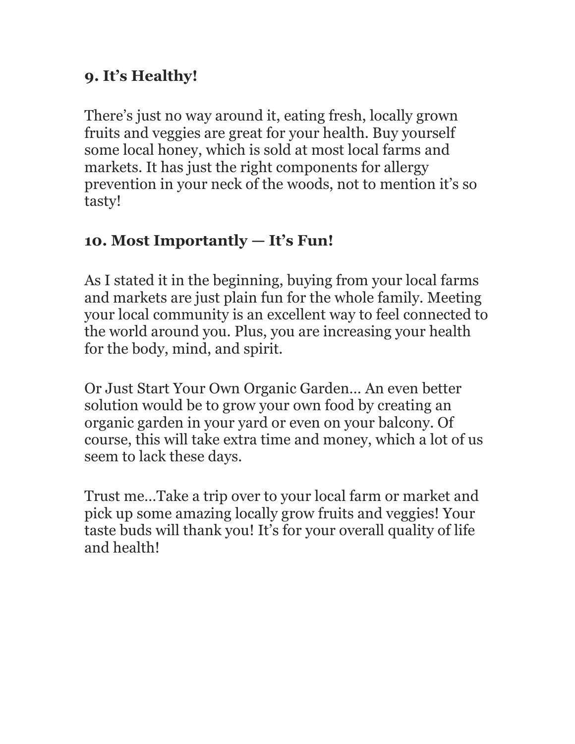### 9. It's Healthy!

There's just no way around it, eating fresh, locally grown fruits and veggies are great for your health. Buy yourself some local honey, which is sold at most local farms and markets. It has just the right components for allergy prevention in your neck of the woods, not to mention it's so tasty!

### 10. Most Importantly — It's Fun!

As I stated it in the beginning, buying from your local farms and markets are just plain fun for the whole family. Meeting your local community is an excellent way to feel connected to the world around you. Plus, you are increasing your health for the body, mind, and spirit.

Or Just Start Your Own Organic Garden… An even better solution would be to grow your own food by creating an organic garden in your yard or even on your balcony. Of course, this will take extra time and money, which a lot of us seem to lack these days.

Trust me…Take a trip over to your local farm or market and pick up some amazing locally grow fruits and veggies! Your taste buds will thank you! It's for your overall quality of life and health!